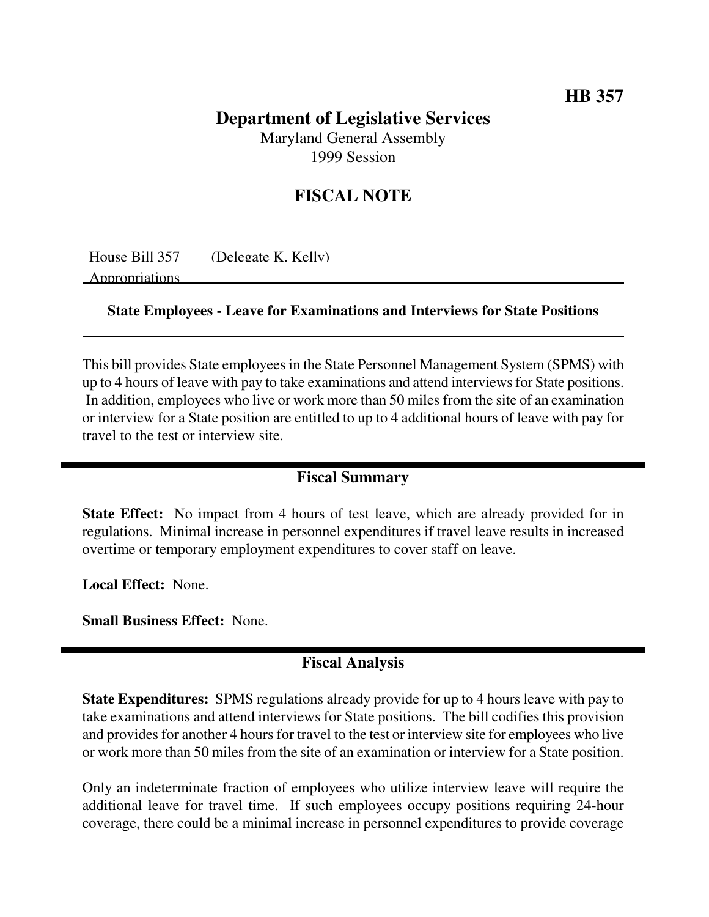# HB 357

## Department of Legislative Services

Maryland General Assembly
1999 Session

## FISCAL NOTE

House Bill 357 (Delegate K. Kelly)
Appropriations

**State Employees - Leave for Examinations and Interviews for State Positions**

This bill provides State employees in the State Personnel Management System (SPMS) with up to 4 hours of leave with pay to take examinations and attend interviews for State positions. In addition, employees who live or work more than 50 miles from the site of an examination or interview for a State position are entitled to up to 4 additional hours of leave with pay for travel to the test or interview site.

## Fiscal Summary

**State Effect:** No impact from 4 hours of test leave, which are already provided for in regulations. Minimal increase in personnel expenditures if travel leave results in increased overtime or temporary employment expenditures to cover staff on leave.

**Local Effect:** None.

**Small Business Effect:** None.

## Fiscal Analysis

**State Expenditures:** SPMS regulations already provide for up to 4 hours leave with pay to take examinations and attend interviews for State positions. The bill codifies this provision and provides for another 4 hours for travel to the test or interview site for employees who live or work more than 50 miles from the site of an examination or interview for a State position.

Only an indeterminate fraction of employees who utilize interview leave will require the additional leave for travel time. If such employees occupy positions requiring 24-hour coverage, there could be a minimal increase in personnel expenditures to provide coverage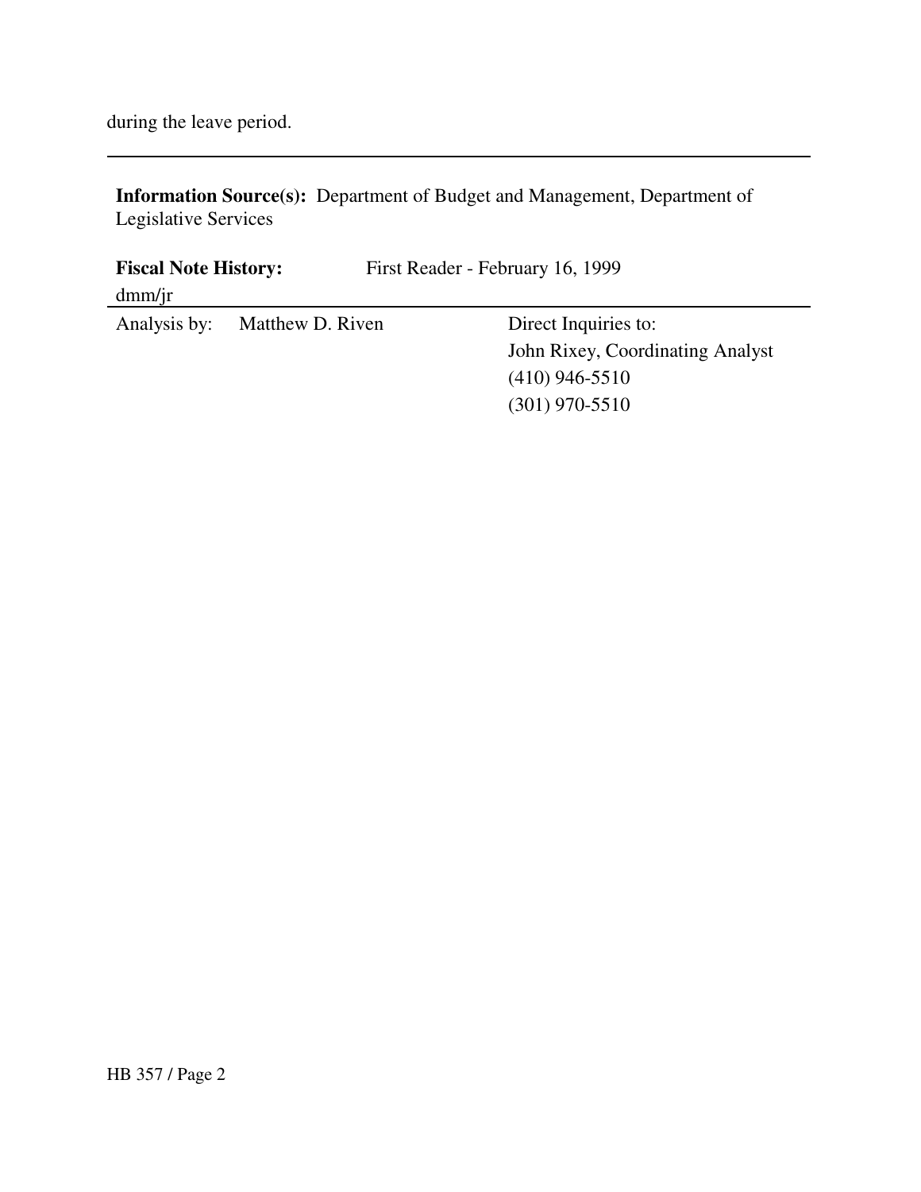during the leave period.

---

**Information Source(s):** Department of Budget and Management, Department of Legislative Services

**Fiscal Note History:** First Reader - February 16, 1999

dmm/jr

Analysis by: Matthew D. Riven

Direct Inquiries to:
John Rixey, Coordinating Analyst
(410) 946-5510
(301) 970-5510